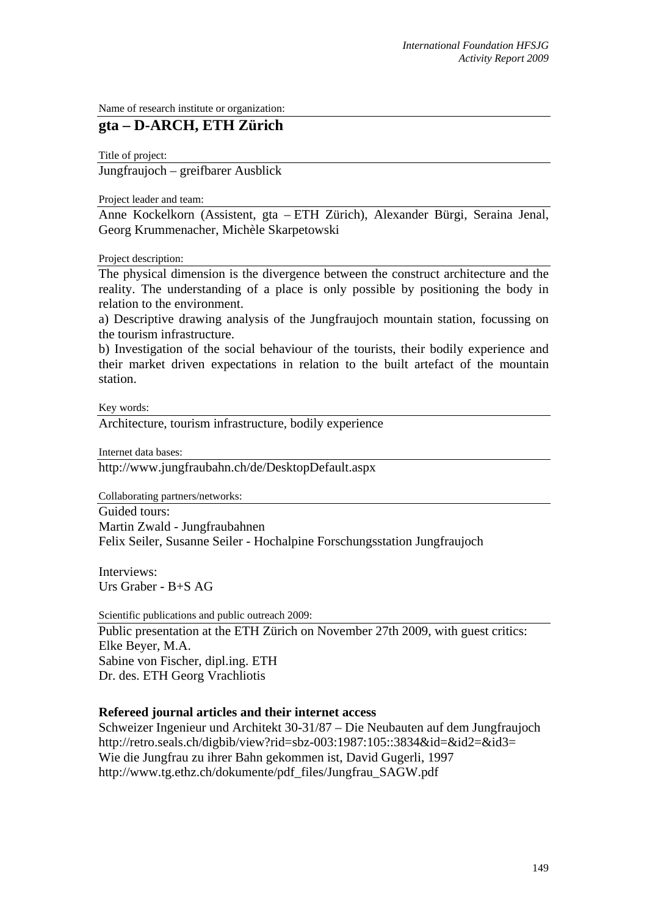Name of research institute or organization:

## gta – D-ARCH, ETH Zürich

Title of project:

Jungfraujoch – greifbarer Ausblick

Project leader and team:

Anne Kockelkorn (Assistent, gta – ETH Zürich), Alexander Bürgi, Seraina Jenal, Georg Krummenacher, Michèle Skarpetowski

Project description:

The physical dimension is the divergence between the construct architecture and the reality. The understanding of a place is only possible by positioning the body in relation to the environment.

a) Descriptive drawing analysis of the Jungfraujoch mountain station, focussing on the tourism infrastructure.

b) Investigation of the social behaviour of the tourists, their bodily experience and their market driven expectations in relation to the built artefact of the mountain station.

Key words:

Architecture, tourism infrastructure, bodily experience

Internet data bases:

http://www.jungfraubahn.ch/de/DesktopDefault.aspx

Collaborating partners/networks:

Guided tours:
Martin Zwald - Jungfraubahnen
Felix Seiler, Susanne Seiler - Hochalpine Forschungsstation Jungfraujoch

Interviews:
Urs Graber - B+S AG

Scientific publications and public outreach 2009:

Public presentation at the ETH Zürich on November 27th 2009, with guest critics:
Elke Beyer, M.A.
Sabine von Fischer, dipl.ing. ETH
Dr. des. ETH Georg Vrachliotis

**Refereed journal articles and their internet access**

Schweizer Ingenieur und Architekt 30-31/87 – Die Neubauten auf dem Jungfraujoch
http://retro.seals.ch/digbib/view?rid=sbz-003:1987:105::3834&id=&id2=&id3=
Wie die Jungfrau zu ihrer Bahn gekommen ist, David Gugerli, 1997
http://www.tg.ethz.ch/dokumente/pdf_files/Jungfrau_SAGW.pdf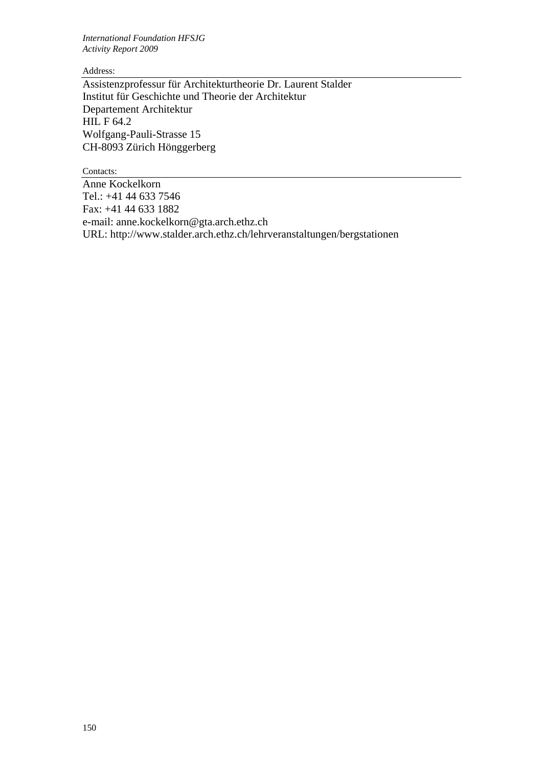Address:

Assistenzprofessur für Architekturtheorie Dr. Laurent Stalder
Institut für Geschichte und Theorie der Architektur
Departement Architektur
HIL F 64.2
Wolfgang-Pauli-Strasse 15
CH-8093 Zürich Hönggerberg

Contacts:

Anne Kockelkorn
Tel.: +41 44 633 7546
Fax: +41 44 633 1882
e-mail: anne.kockelkorn@gta.arch.ethz.ch
URL: http://www.stalder.arch.ethz.ch/lehrveranstaltungen/bergstationen